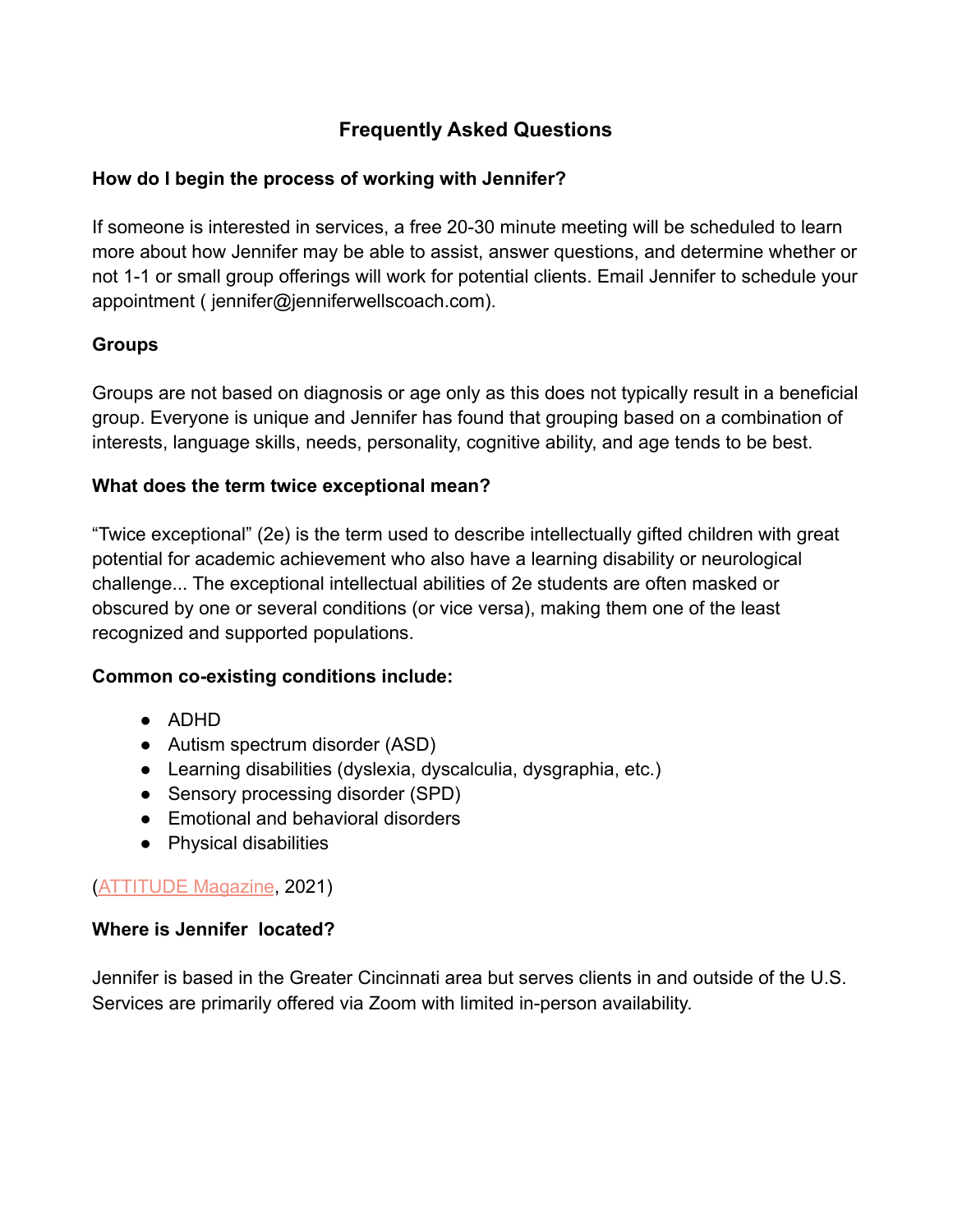# Frequently Asked Questions

### How do I begin the process of working with Jennifer?

If someone is interested in services, a free 20-30 minute meeting will be scheduled to learn more about how Jennifer may be able to assist, answer questions, and determine whether or not 1-1 or small group offerings will work for potential clients. Email Jennifer to schedule your appointment ( jennifer@jenniferwellscoach.com).

### Groups

Groups are not based on diagnosis or age only as this does not typically result in a beneficial group. Everyone is unique and Jennifer has found that grouping based on a combination of interests, language skills, needs, personality, cognitive ability, and age tends to be best.

### What does the term twice exceptional mean?

"Twice exceptional" (2e) is the term used to describe intellectually gifted children with great potential for academic achievement who also have a learning disability or neurological challenge... The exceptional intellectual abilities of 2e students are often masked or obscured by one or several conditions (or vice versa), making them one of the least recognized and supported populations.

### Common co-existing conditions include:

- ADHD
- Autism spectrum disorder (ASD)
- Learning disabilities (dyslexia, dyscalculia, dysgraphia, etc.)
- Sensory processing disorder (SPD)
- Emotional and behavioral disorders
- Physical disabilities

(ATTITUDE Magazine, 2021)

### Where is Jennifer located?

Jennifer is based in the Greater Cincinnati area but serves clients in and outside of the U.S. Services are primarily offered via Zoom with limited in-person availability.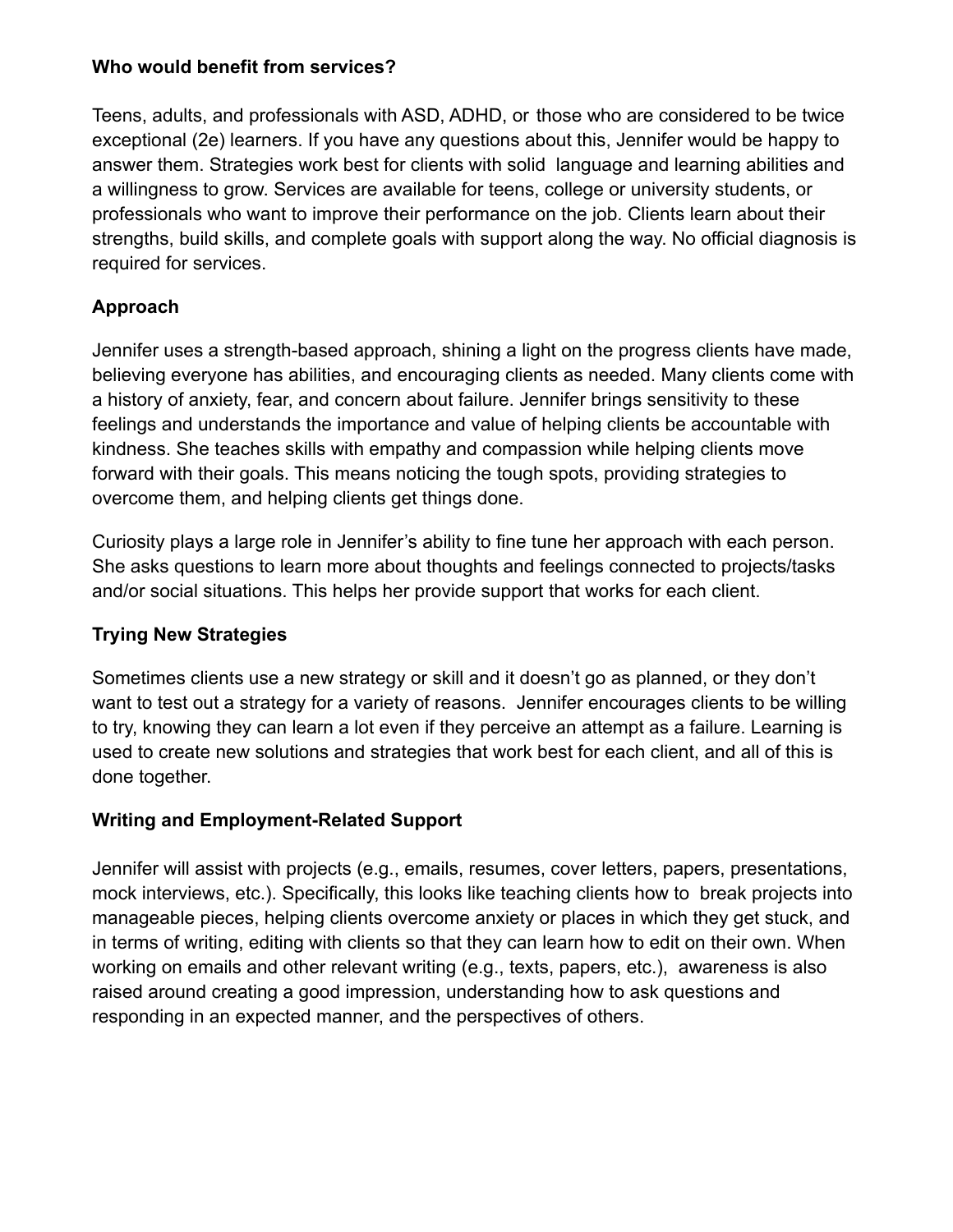**Who would benefit from services?**

Teens, adults, and professionals with ASD, ADHD, or those who are considered to be twice exceptional (2e) learners. If you have any questions about this, Jennifer would be happy to answer them. Strategies work best for clients with solid language and learning abilities and a willingness to grow. Services are available for teens, college or university students, or professionals who want to improve their performance on the job. Clients learn about their strengths, build skills, and complete goals with support along the way. No official diagnosis is required for services.

## Approach

Jennifer uses a strength-based approach, shining a light on the progress clients have made, believing everyone has abilities, and encouraging clients as needed. Many clients come with a history of anxiety, fear, and concern about failure. Jennifer brings sensitivity to these feelings and understands the importance and value of helping clients be accountable with kindness. She teaches skills with empathy and compassion while helping clients move forward with their goals. This means noticing the tough spots, providing strategies to overcome them, and helping clients get things done.

Curiosity plays a large role in Jennifer's ability to fine tune her approach with each person. She asks questions to learn more about thoughts and feelings connected to projects/tasks and/or social situations. This helps her provide support that works for each client.

## Trying New Strategies

Sometimes clients use a new strategy or skill and it doesn't go as planned, or they don't want to test out a strategy for a variety of reasons. Jennifer encourages clients to be willing to try, knowing they can learn a lot even if they perceive an attempt as a failure. Learning is used to create new solutions and strategies that work best for each client, and all of this is done together.

## Writing and Employment-Related Support

Jennifer will assist with projects (e.g., emails, resumes, cover letters, papers, presentations, mock interviews, etc.). Specifically, this looks like teaching clients how to break projects into manageable pieces, helping clients overcome anxiety or places in which they get stuck, and in terms of writing, editing with clients so that they can learn how to edit on their own. When working on emails and other relevant writing (e.g., texts, papers, etc.), awareness is also raised around creating a good impression, understanding how to ask questions and responding in an expected manner, and the perspectives of others.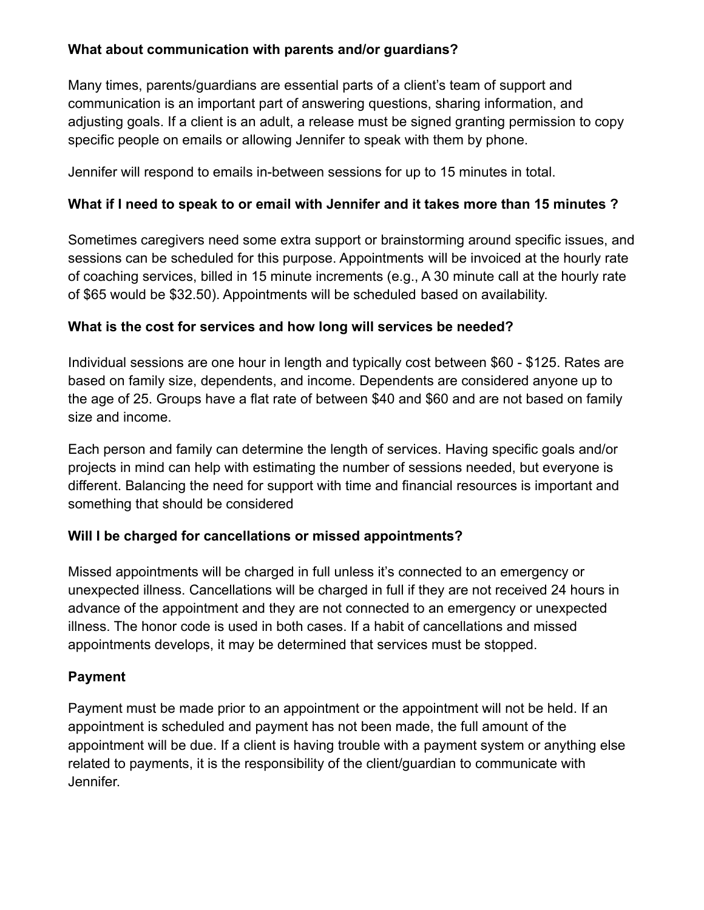**What about communication with parents and/or guardians?**

Many times, parents/guardians are essential parts of a client's team of support and communication is an important part of answering questions, sharing information, and adjusting goals. If a client is an adult, a release must be signed granting permission to copy specific people on emails or allowing Jennifer to speak with them by phone.

Jennifer will respond to emails in-between sessions for up to 15 minutes in total.

**What if I need to speak to or email with Jennifer and it takes more than 15 minutes ?**

Sometimes caregivers need some extra support or brainstorming around specific issues, and sessions can be scheduled for this purpose. Appointments will be invoiced at the hourly rate of coaching services, billed in 15 minute increments (e.g., A 30 minute call at the hourly rate of $65 would be $32.50). Appointments will be scheduled based on availability.

**What is the cost for services and how long will services be needed?**

Individual sessions are one hour in length and typically cost between $60 - $125. Rates are based on family size, dependents, and income. Dependents are considered anyone up to the age of 25. Groups have a flat rate of between $40 and $60 and are not based on family size and income.

Each person and family can determine the length of services. Having specific goals and/or projects in mind can help with estimating the number of sessions needed, but everyone is different. Balancing the need for support with time and financial resources is important and something that should be considered

**Will I be charged for cancellations or missed appointments?**

Missed appointments will be charged in full unless it's connected to an emergency or unexpected illness. Cancellations will be charged in full if they are not received 24 hours in advance of the appointment and they are not connected to an emergency or unexpected illness. The honor code is used in both cases. If a habit of cancellations and missed appointments develops, it may be determined that services must be stopped.

**Payment**

Payment must be made prior to an appointment or the appointment will not be held. If an appointment is scheduled and payment has not been made, the full amount of the appointment will be due. If a client is having trouble with a payment system or anything else related to payments, it is the responsibility of the client/guardian to communicate with Jennifer.